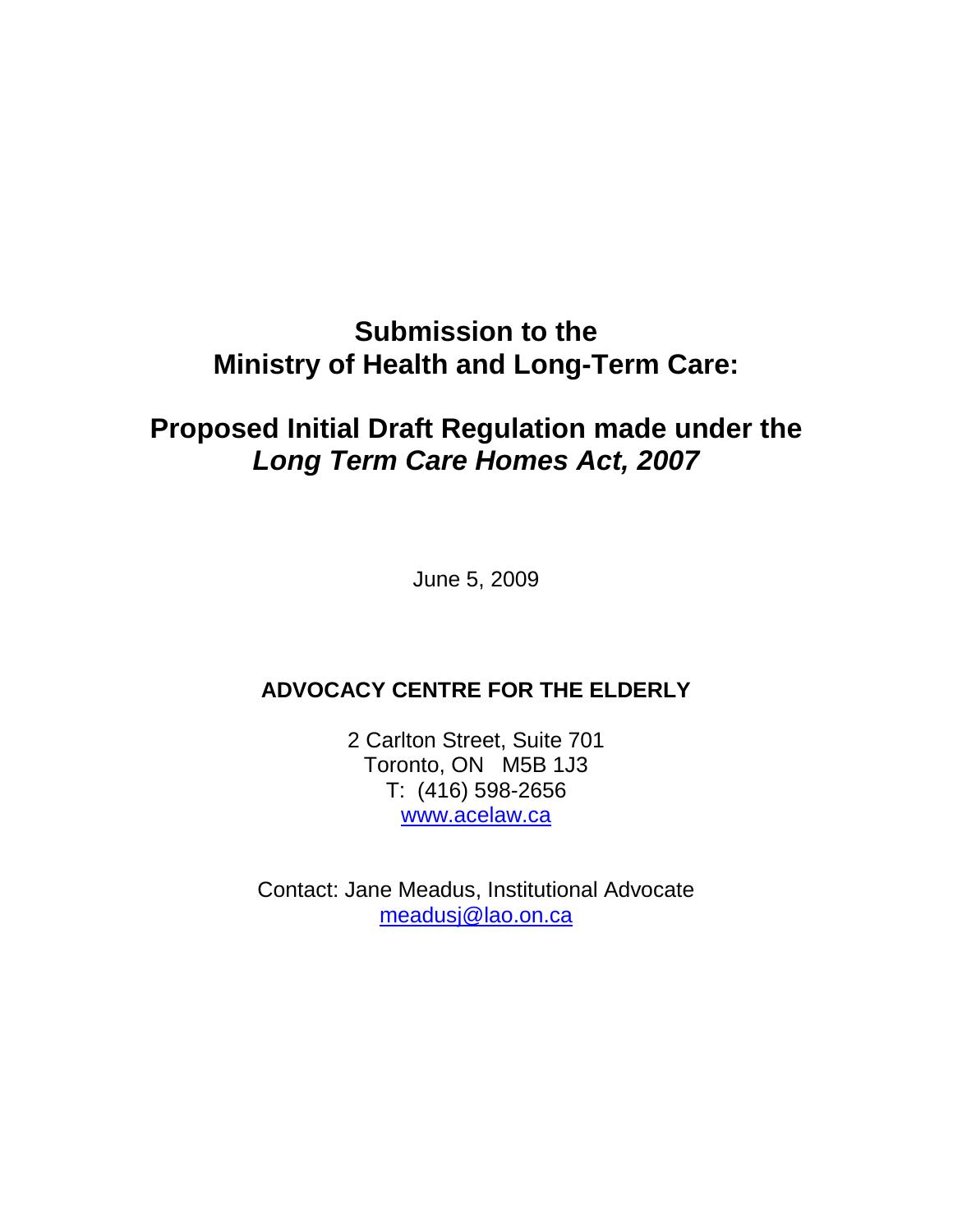# Submission to the Ministry of Health and Long-Term Care:

# Proposed Initial Draft Regulation made under the *Long Term Care Homes Act, 2007*

June 5, 2009

**ADVOCACY CENTRE FOR THE ELDERLY**

2 Carlton Street, Suite 701
Toronto, ON M5B 1J3
T: (416) 598-2656
www.acelaw.ca

Contact: Jane Meadus, Institutional Advocate
meadusj@lao.on.ca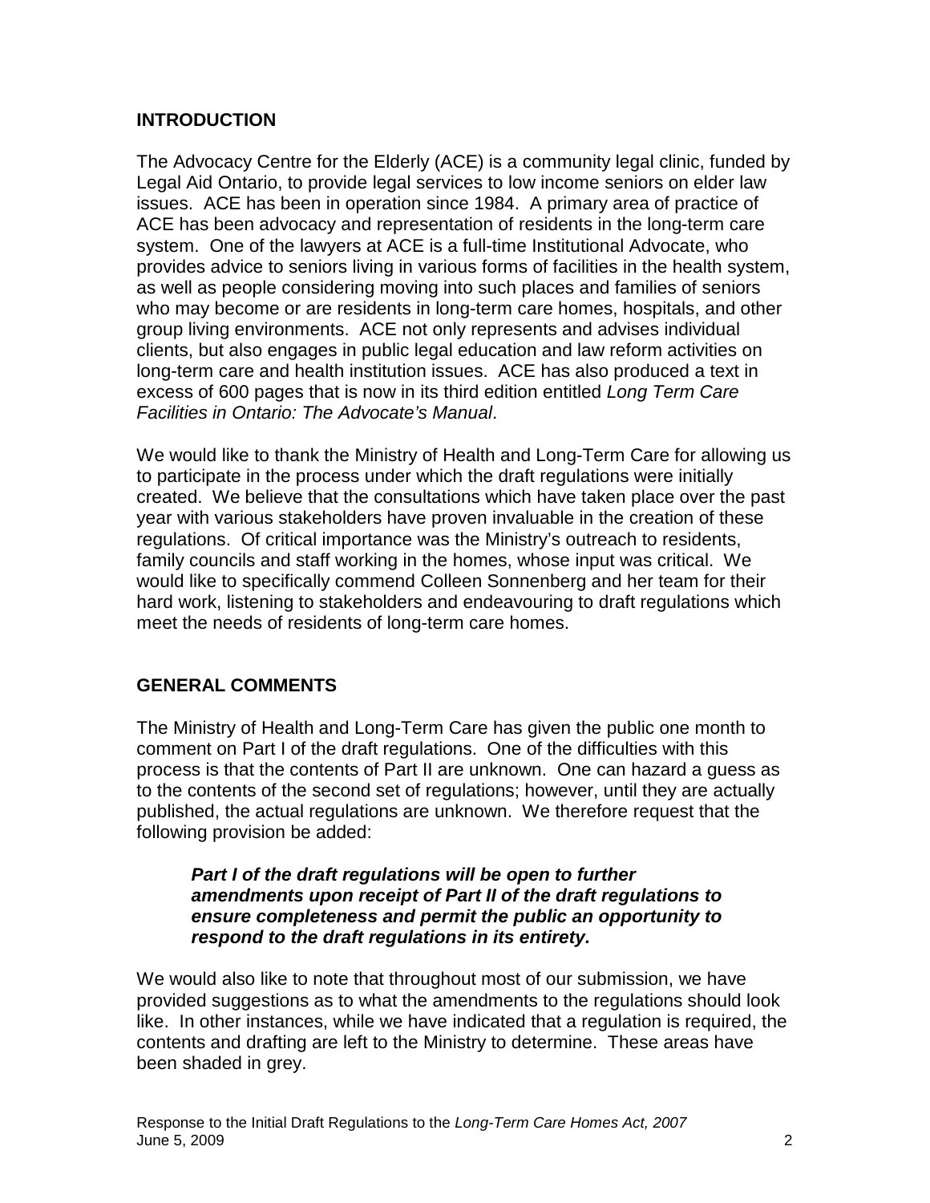## INTRODUCTION

The Advocacy Centre for the Elderly (ACE) is a community legal clinic, funded by Legal Aid Ontario, to provide legal services to low income seniors on elder law issues. ACE has been in operation since 1984. A primary area of practice of ACE has been advocacy and representation of residents in the long-term care system. One of the lawyers at ACE is a full-time Institutional Advocate, who provides advice to seniors living in various forms of facilities in the health system, as well as people considering moving into such places and families of seniors who may become or are residents in long-term care homes, hospitals, and other group living environments. ACE not only represents and advises individual clients, but also engages in public legal education and law reform activities on long-term care and health institution issues. ACE has also produced a text in excess of 600 pages that is now in its third edition entitled *Long Term Care Facilities in Ontario: The Advocate's Manual*.

We would like to thank the Ministry of Health and Long-Term Care for allowing us to participate in the process under which the draft regulations were initially created. We believe that the consultations which have taken place over the past year with various stakeholders have proven invaluable in the creation of these regulations. Of critical importance was the Ministry's outreach to residents, family councils and staff working in the homes, whose input was critical. We would like to specifically commend Colleen Sonnenberg and her team for their hard work, listening to stakeholders and endeavouring to draft regulations which meet the needs of residents of long-term care homes.

## GENERAL COMMENTS

The Ministry of Health and Long-Term Care has given the public one month to comment on Part I of the draft regulations. One of the difficulties with this process is that the contents of Part II are unknown. One can hazard a guess as to the contents of the second set of regulations; however, until they are actually published, the actual regulations are unknown. We therefore request that the following provision be added:

> ***Part I of the draft regulations will be open to further amendments upon receipt of Part II of the draft regulations to ensure completeness and permit the public an opportunity to respond to the draft regulations in its entirety.***

We would also like to note that throughout most of our submission, we have provided suggestions as to what the amendments to the regulations should look like. In other instances, while we have indicated that a regulation is required, the contents and drafting are left to the Ministry to determine. These areas have been shaded in grey.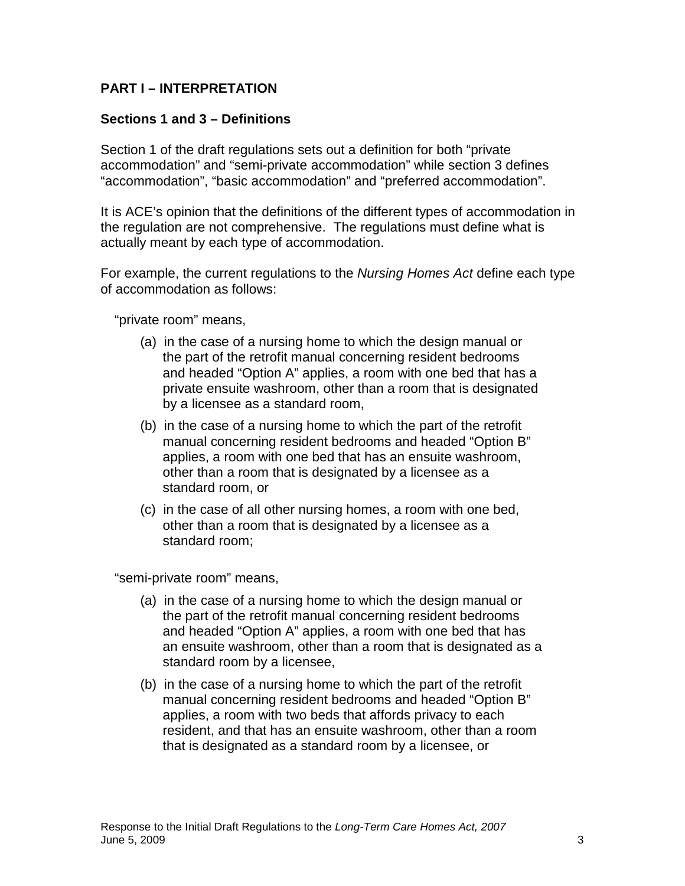## PART I – INTERPRETATION

### Sections 1 and 3 – Definitions

Section 1 of the draft regulations sets out a definition for both "private accommodation" and "semi-private accommodation" while section 3 defines "accommodation", "basic accommodation" and "preferred accommodation".

It is ACE's opinion that the definitions of the different types of accommodation in the regulation are not comprehensive. The regulations must define what is actually meant by each type of accommodation.

For example, the current regulations to the *Nursing Homes Act* define each type of accommodation as follows:

"private room" means,

(a) in the case of a nursing home to which the design manual or the part of the retrofit manual concerning resident bedrooms and headed "Option A" applies, a room with one bed that has a private ensuite washroom, other than a room that is designated by a licensee as a standard room,

(b) in the case of a nursing home to which the part of the retrofit manual concerning resident bedrooms and headed "Option B" applies, a room with one bed that has an ensuite washroom, other than a room that is designated by a licensee as a standard room, or

(c) in the case of all other nursing homes, a room with one bed, other than a room that is designated by a licensee as a standard room;

"semi-private room" means,

(a) in the case of a nursing home to which the design manual or the part of the retrofit manual concerning resident bedrooms and headed "Option A" applies, a room with one bed that has an ensuite washroom, other than a room that is designated as a standard room by a licensee,

(b) in the case of a nursing home to which the part of the retrofit manual concerning resident bedrooms and headed "Option B" applies, a room with two beds that affords privacy to each resident, and that has an ensuite washroom, other than a room that is designated as a standard room by a licensee, or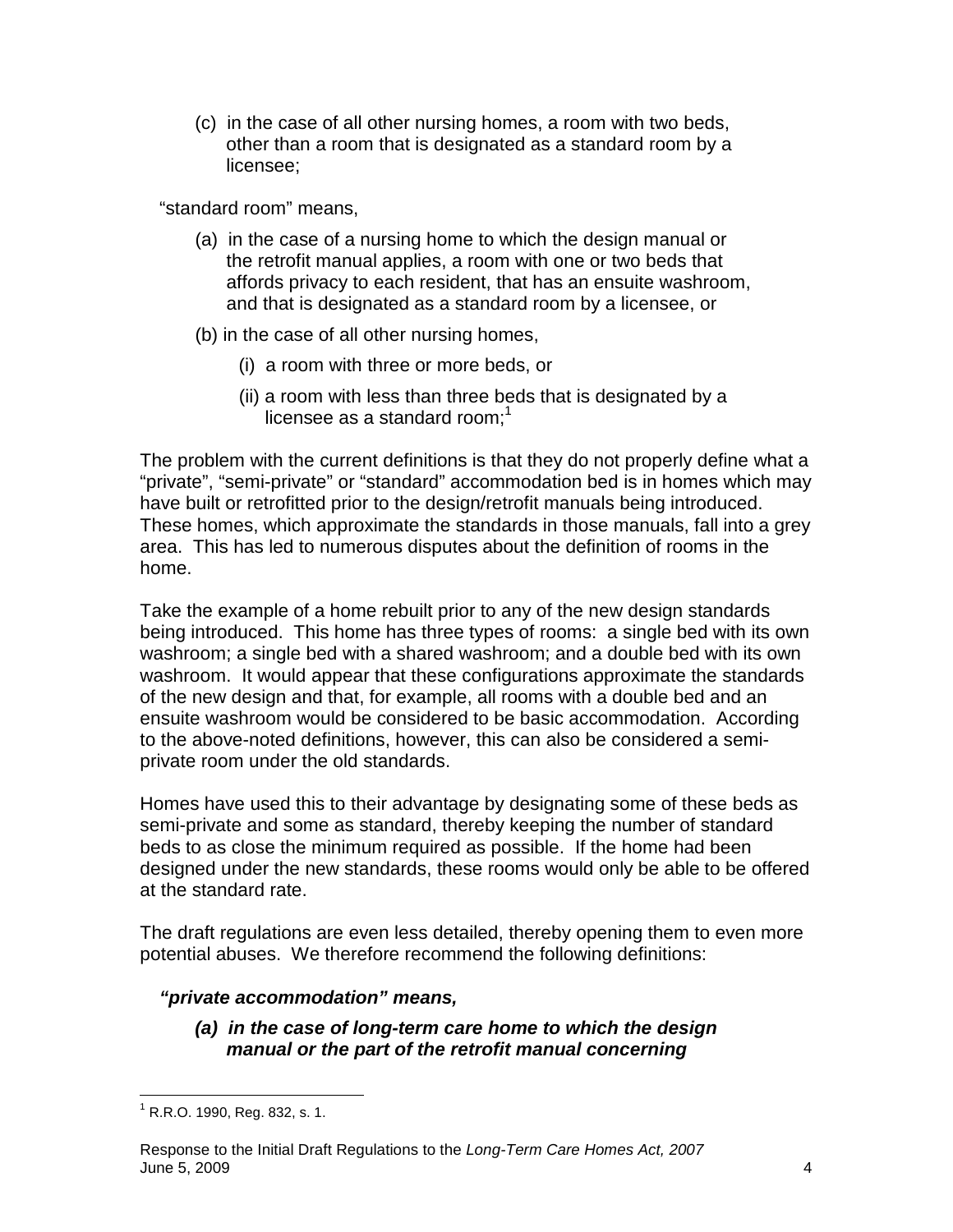(c) in the case of all other nursing homes, a room with two beds, other than a room that is designated as a standard room by a licensee;

"standard room" means,

(a) in the case of a nursing home to which the design manual or the retrofit manual applies, a room with one or two beds that affords privacy to each resident, that has an ensuite washroom, and that is designated as a standard room by a licensee, or

(b) in the case of all other nursing homes,

(i) a room with three or more beds, or

(ii) a room with less than three beds that is designated by a licensee as a standard room;[1]

The problem with the current definitions is that they do not properly define what a "private", "semi-private" or "standard" accommodation bed is in homes which may have built or retrofitted prior to the design/retrofit manuals being introduced. These homes, which approximate the standards in those manuals, fall into a grey area. This has led to numerous disputes about the definition of rooms in the home.

Take the example of a home rebuilt prior to any of the new design standards being introduced. This home has three types of rooms: a single bed with its own washroom; a single bed with a shared washroom; and a double bed with its own washroom. It would appear that these configurations approximate the standards of the new design and that, for example, all rooms with a double bed and an ensuite washroom would be considered to be basic accommodation. According to the above-noted definitions, however, this can also be considered a semi-private room under the old standards.

Homes have used this to their advantage by designating some of these beds as semi-private and some as standard, thereby keeping the number of standard beds to as close the minimum required as possible. If the home had been designed under the new standards, these rooms would only be able to be offered at the standard rate.

The draft regulations are even less detailed, thereby opening them to even more potential abuses. We therefore recommend the following definitions:

***"private accommodation" means,***

***(a) in the case of long-term care home to which the design manual or the part of the retrofit manual concerning***

---

[1] R.R.O. 1990, Reg. 832, s. 1.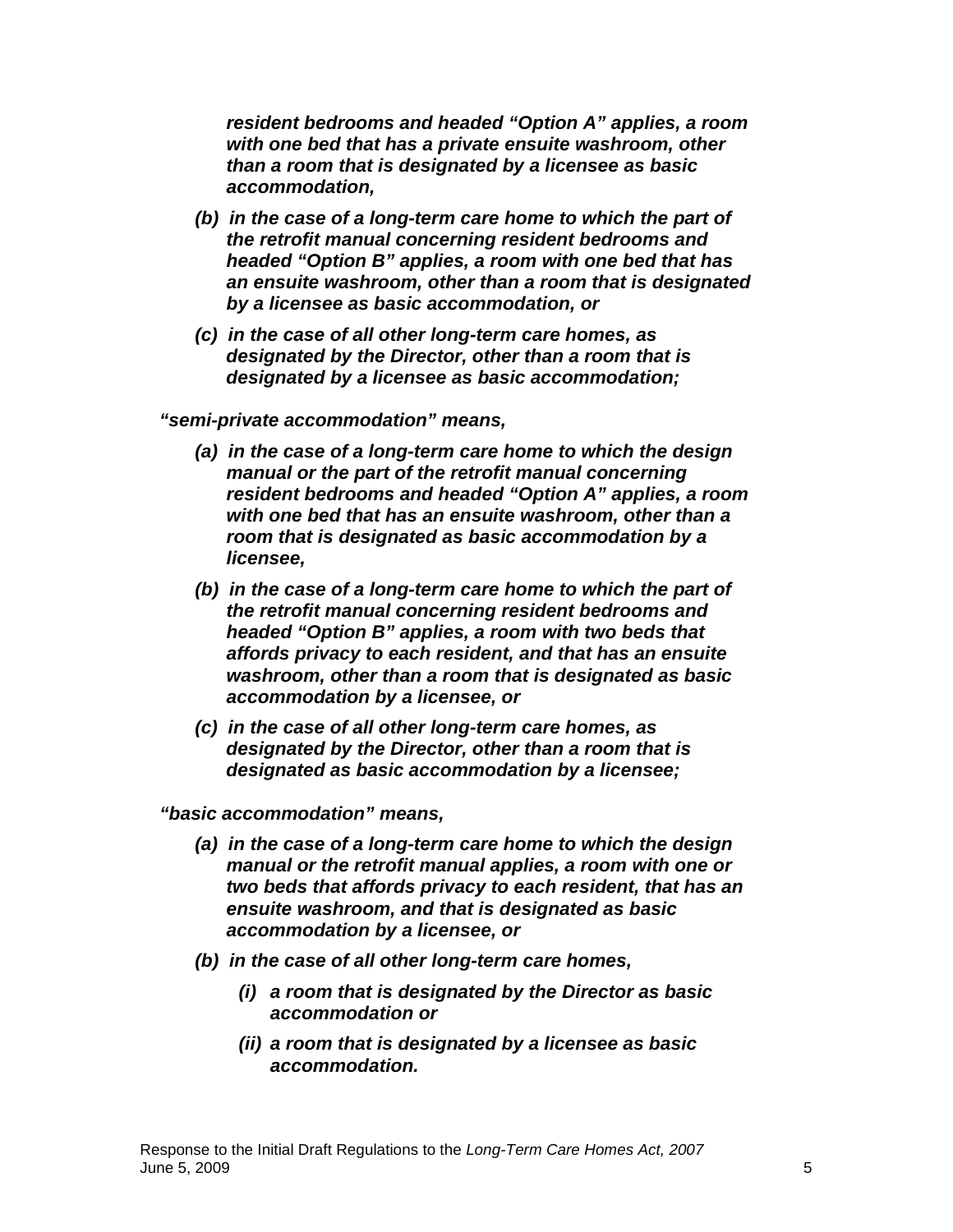*resident bedrooms and headed "Option A" applies, a room with one bed that has a private ensuite washroom, other than a room that is designated by a licensee as basic accommodation,*

*(b) in the case of a long-term care home to which the part of the retrofit manual concerning resident bedrooms and headed "Option B" applies, a room with one bed that has an ensuite washroom, other than a room that is designated by a licensee as basic accommodation, or*

*(c) in the case of all other long-term care homes, as designated by the Director, other than a room that is designated by a licensee as basic accommodation;*

***"semi-private accommodation" means,***

*(a) in the case of a long-term care home to which the design manual or the part of the retrofit manual concerning resident bedrooms and headed "Option A" applies, a room with one bed that has an ensuite washroom, other than a room that is designated as basic accommodation by a licensee,*

*(b) in the case of a long-term care home to which the part of the retrofit manual concerning resident bedrooms and headed "Option B" applies, a room with two beds that affords privacy to each resident, and that has an ensuite washroom, other than a room that is designated as basic accommodation by a licensee, or*

*(c) in the case of all other long-term care homes, as designated by the Director, other than a room that is designated as basic accommodation by a licensee;*

***"basic accommodation" means,***

*(a) in the case of a long-term care home to which the design manual or the retrofit manual applies, a room with one or two beds that affords privacy to each resident, that has an ensuite washroom, and that is designated as basic accommodation by a licensee, or*

*(b) in the case of all other long-term care homes,*

*(i) a room that is designated by the Director as basic accommodation or*

*(ii) a room that is designated by a licensee as basic accommodation.*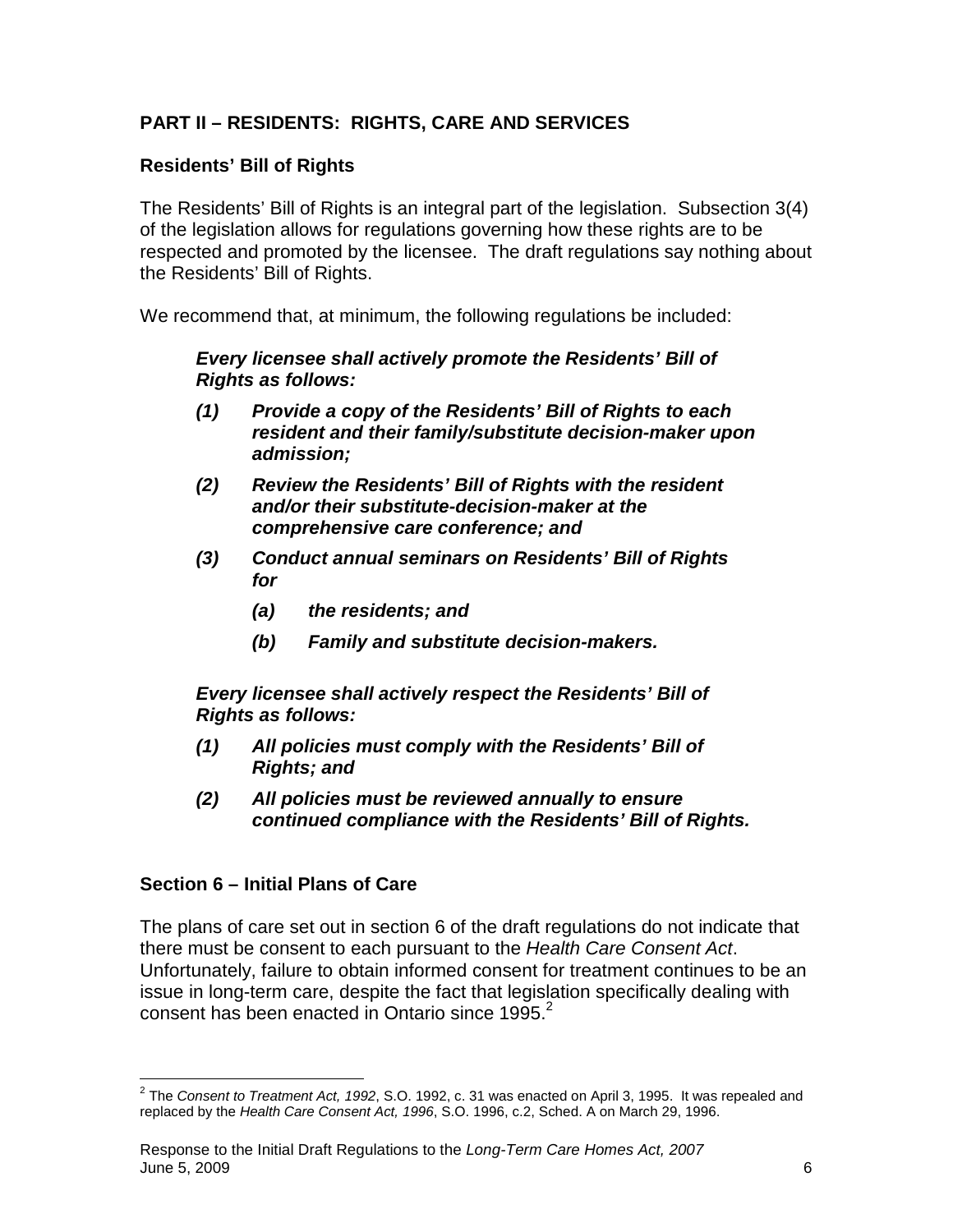## PART II – RESIDENTS: RIGHTS, CARE AND SERVICES

### Residents' Bill of Rights

The Residents' Bill of Rights is an integral part of the legislation. Subsection 3(4) of the legislation allows for regulations governing how these rights are to be respected and promoted by the licensee. The draft regulations say nothing about the Residents' Bill of Rights.

We recommend that, at minimum, the following regulations be included:

> ***Every licensee shall actively promote the Residents' Bill of Rights as follows:***
>
> ***(1) Provide a copy of the Residents' Bill of Rights to each resident and their family/substitute decision-maker upon admission;***
>
> ***(2) Review the Residents' Bill of Rights with the resident and/or their substitute-decision-maker at the comprehensive care conference; and***
>
> ***(3) Conduct annual seminars on Residents' Bill of Rights for***
>
> > ***(a) the residents; and***
> >
> > ***(b) Family and substitute decision-makers.***
>
> ***Every licensee shall actively respect the Residents' Bill of Rights as follows:***
>
> ***(1) All policies must comply with the Residents' Bill of Rights; and***
>
> ***(2) All policies must be reviewed annually to ensure continued compliance with the Residents' Bill of Rights.***

### Section 6 – Initial Plans of Care

The plans of care set out in section 6 of the draft regulations do not indicate that there must be consent to each pursuant to the *Health Care Consent Act*. Unfortunately, failure to obtain informed consent for treatment continues to be an issue in long-term care, despite the fact that legislation specifically dealing with consent has been enacted in Ontario since 1995.[2]

---

[2] The *Consent to Treatment Act, 1992*, S.O. 1992, c. 31 was enacted on April 3, 1995. It was repealed and replaced by the *Health Care Consent Act, 1996*, S.O. 1996, c.2, Sched. A on March 29, 1996.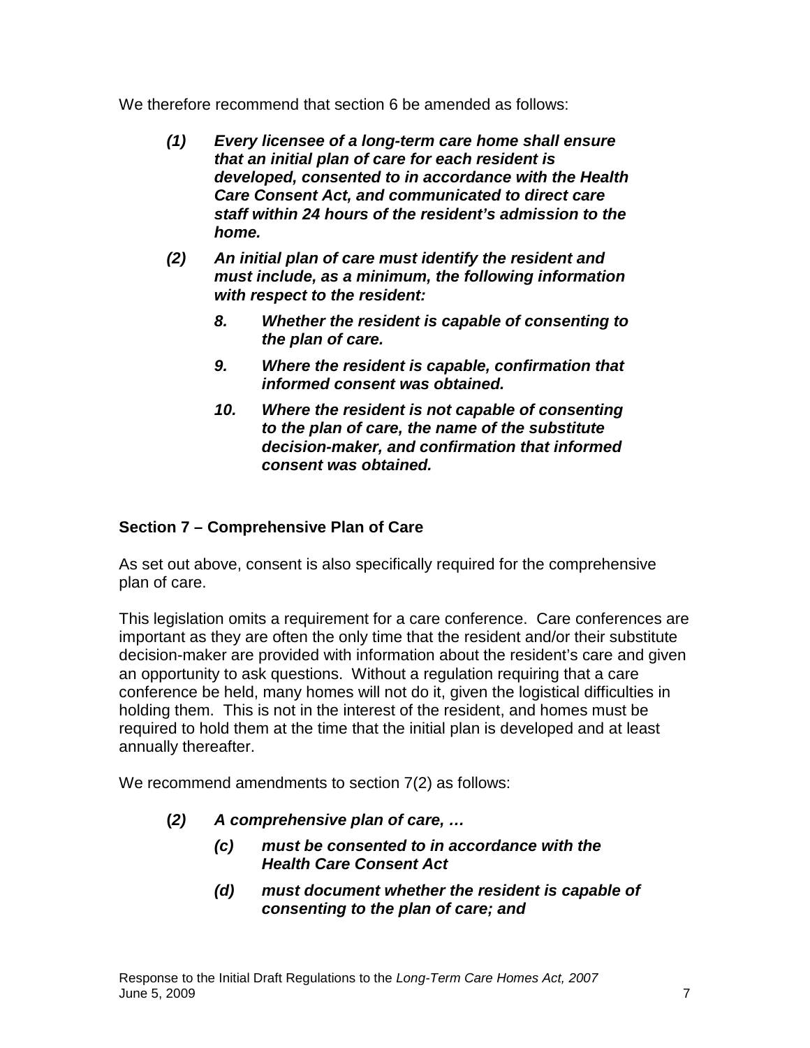We therefore recommend that section 6 be amended as follows:

> ***(1) Every licensee of a long-term care home shall ensure that an initial plan of care for each resident is developed, consented to in accordance with the Health Care Consent Act, and communicated to direct care staff within 24 hours of the resident's admission to the home.***
>
> ***(2) An initial plan of care must identify the resident and must include, as a minimum, the following information with respect to the resident:***
>
> > ***8. Whether the resident is capable of consenting to the plan of care.***
> >
> > ***9. Where the resident is capable, confirmation that informed consent was obtained.***
> >
> > ***10. Where the resident is not capable of consenting to the plan of care, the name of the substitute decision-maker, and confirmation that informed consent was obtained.***

### Section 7 – Comprehensive Plan of Care

As set out above, consent is also specifically required for the comprehensive plan of care.

This legislation omits a requirement for a care conference. Care conferences are important as they are often the only time that the resident and/or their substitute decision-maker are provided with information about the resident's care and given an opportunity to ask questions. Without a regulation requiring that a care conference be held, many homes will not do it, given the logistical difficulties in holding them. This is not in the interest of the resident, and homes must be required to hold them at the time that the initial plan is developed and at least annually thereafter.

We recommend amendments to section 7(2) as follows:

> **(*2) A comprehensive plan of care, …***
>
> > ***(c) must be consented to in accordance with the Health Care Consent Act***
> >
> > ***(d) must document whether the resident is capable of consenting to the plan of care; and***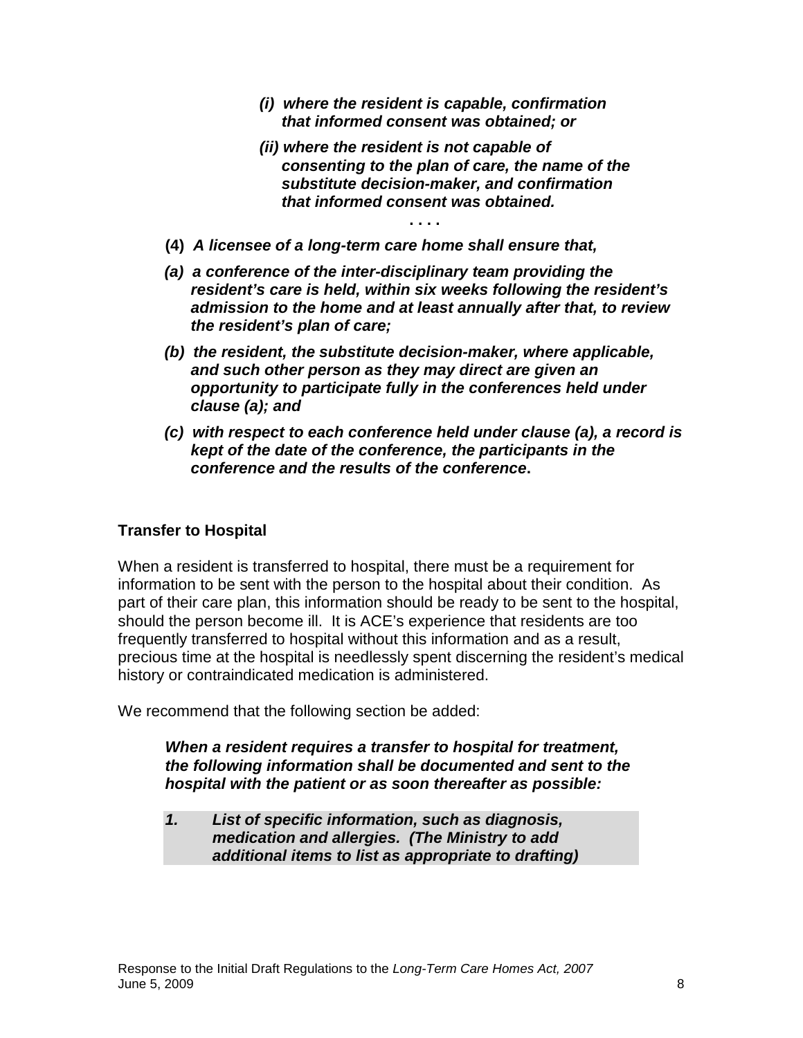> ***(i) where the resident is capable, confirmation that informed consent was obtained; or***
>
> ***(ii) where the resident is not capable of consenting to the plan of care, the name of the substitute decision-maker, and confirmation that informed consent was obtained.***
>
> **. . . .**
>
> **(4)** ***A licensee of a long-term care home shall ensure that,***
>
> ***(a) a conference of the inter-disciplinary team providing the resident's care is held, within six weeks following the resident's admission to the home and at least annually after that, to review the resident's plan of care;***
>
> ***(b) the resident, the substitute decision-maker, where applicable, and such other person as they may direct are given an opportunity to participate fully in the conferences held under clause (a); and***
>
> ***(c) with respect to each conference held under clause (a), a record is kept of the date of the conference, the participants in the conference and the results of the conference.***

**Transfer to Hospital**

When a resident is transferred to hospital, there must be a requirement for information to be sent with the person to the hospital about their condition. As part of their care plan, this information should be ready to be sent to the hospital, should the person become ill. It is ACE's experience that residents are too frequently transferred to hospital without this information and as a result, precious time at the hospital is needlessly spent discerning the resident's medical history or contraindicated medication is administered.

We recommend that the following section be added:

> ***When a resident requires a transfer to hospital for treatment, the following information shall be documented and sent to the hospital with the patient or as soon thereafter as possible:***
>
> ***1. List of specific information, such as diagnosis, medication and allergies. (The Ministry to add additional items to list as appropriate to drafting)***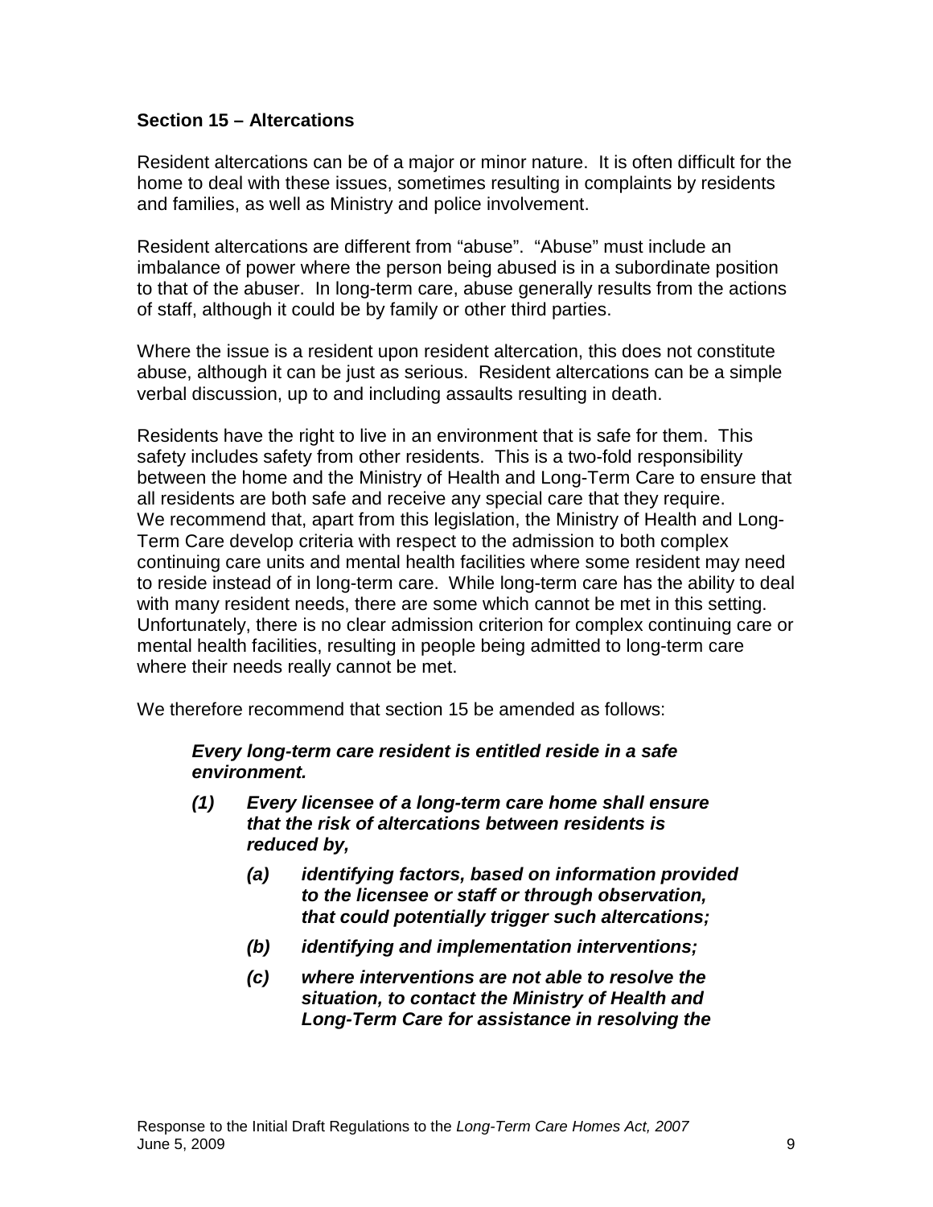### Section 15 – Altercations

Resident altercations can be of a major or minor nature. It is often difficult for the home to deal with these issues, sometimes resulting in complaints by residents and families, as well as Ministry and police involvement.

Resident altercations are different from "abuse". "Abuse" must include an imbalance of power where the person being abused is in a subordinate position to that of the abuser. In long-term care, abuse generally results from the actions of staff, although it could be by family or other third parties.

Where the issue is a resident upon resident altercation, this does not constitute abuse, although it can be just as serious. Resident altercations can be a simple verbal discussion, up to and including assaults resulting in death.

Residents have the right to live in an environment that is safe for them. This safety includes safety from other residents. This is a two-fold responsibility between the home and the Ministry of Health and Long-Term Care to ensure that all residents are both safe and receive any special care that they require. We recommend that, apart from this legislation, the Ministry of Health and Long-Term Care develop criteria with respect to the admission to both complex continuing care units and mental health facilities where some resident may need to reside instead of in long-term care. While long-term care has the ability to deal with many resident needs, there are some which cannot be met in this setting. Unfortunately, there is no clear admission criterion for complex continuing care or mental health facilities, resulting in people being admitted to long-term care where their needs really cannot be met.

We therefore recommend that section 15 be amended as follows:

> ***Every long-term care resident is entitled reside in a safe environment.***
>
> ***(1) Every licensee of a long-term care home shall ensure that the risk of altercations between residents is reduced by,***
>
> > ***(a) identifying factors, based on information provided to the licensee or staff or through observation, that could potentially trigger such altercations;***
> >
> > ***(b) identifying and implementation interventions;***
> >
> > ***(c) where interventions are not able to resolve the situation, to contact the Ministry of Health and Long-Term Care for assistance in resolving the***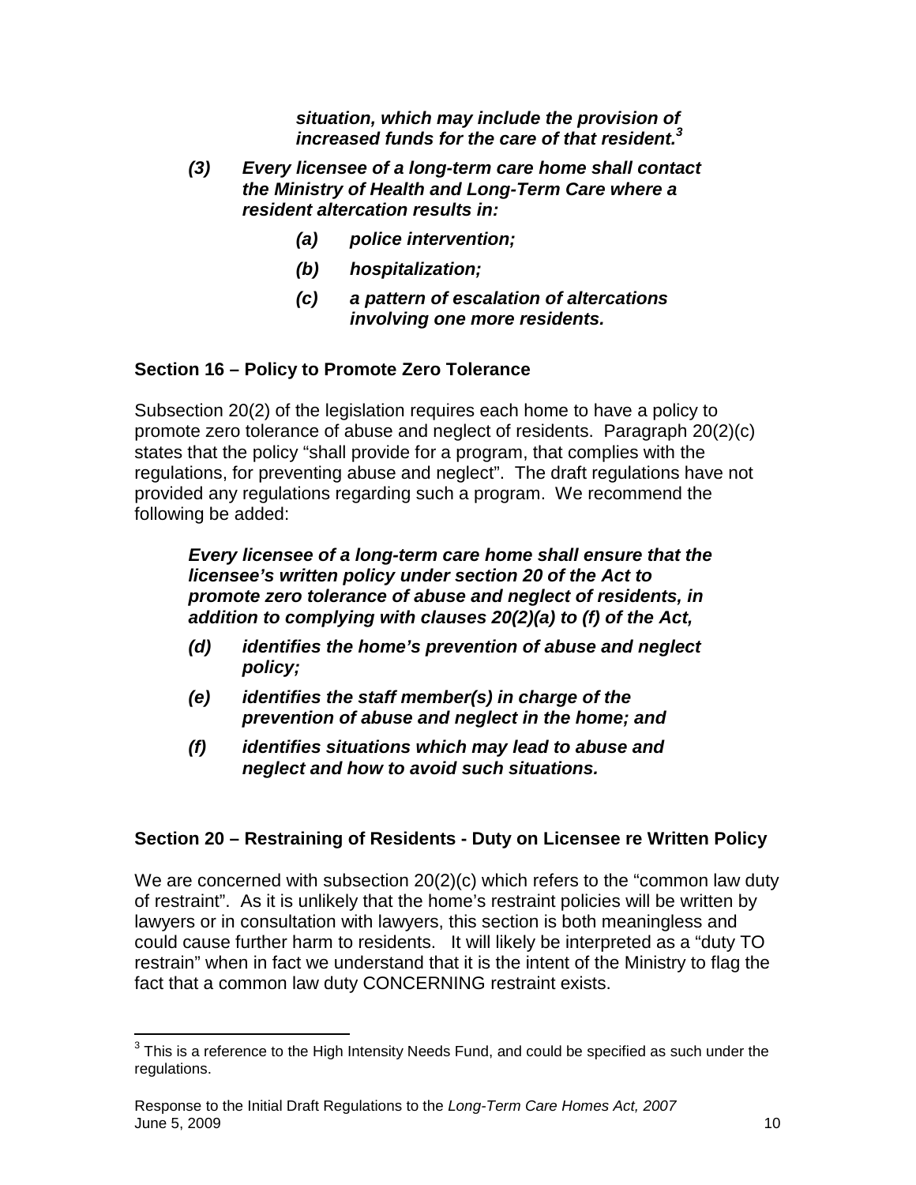***situation, which may include the provision of increased funds for the care of that resident.***[3]

***(3) Every licensee of a long-term care home shall contact the Ministry of Health and Long-Term Care where a resident altercation results in:***

> ***(a) police intervention;***
>
> ***(b) hospitalization;***
>
> ***(c) a pattern of escalation of altercations involving one more residents.***

### Section 16 – Policy to Promote Zero Tolerance

Subsection 20(2) of the legislation requires each home to have a policy to promote zero tolerance of abuse and neglect of residents. Paragraph 20(2)(c) states that the policy "shall provide for a program, that complies with the regulations, for preventing abuse and neglect". The draft regulations have not provided any regulations regarding such a program. We recommend the following be added:

***Every licensee of a long-term care home shall ensure that the licensee's written policy under section 20 of the Act to promote zero tolerance of abuse and neglect of residents, in addition to complying with clauses 20(2)(a) to (f) of the Act,***

***(d) identifies the home's prevention of abuse and neglect policy;***

***(e) identifies the staff member(s) in charge of the prevention of abuse and neglect in the home; and***

***(f) identifies situations which may lead to abuse and neglect and how to avoid such situations.***

### Section 20 – Restraining of Residents - Duty on Licensee re Written Policy

We are concerned with subsection 20(2)(c) which refers to the "common law duty of restraint". As it is unlikely that the home's restraint policies will be written by lawyers or in consultation with lawyers, this section is both meaningless and could cause further harm to residents. It will likely be interpreted as a "duty TO restrain" when in fact we understand that it is the intent of the Ministry to flag the fact that a common law duty CONCERNING restraint exists.

---

[3] This is a reference to the High Intensity Needs Fund, and could be specified as such under the regulations.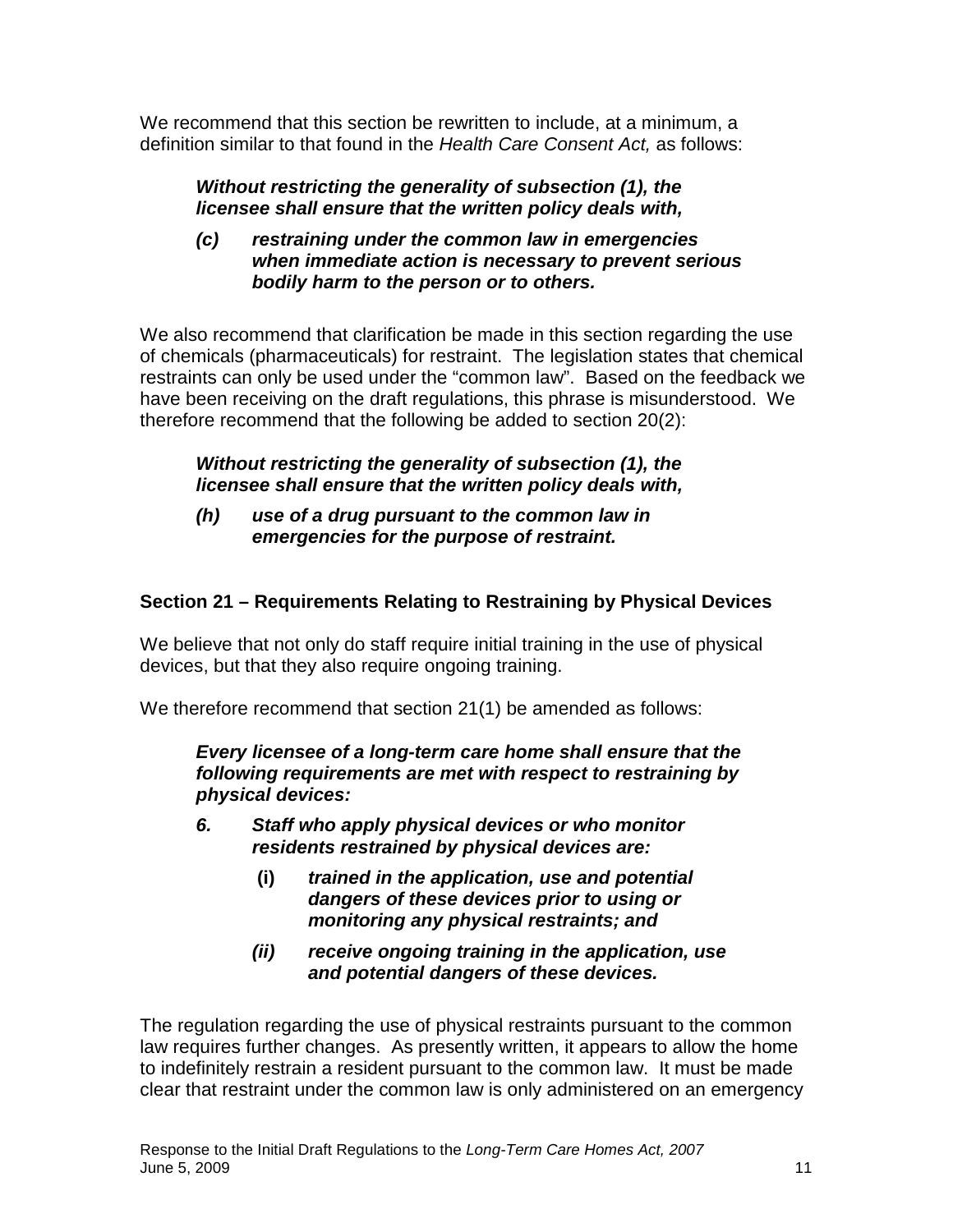We recommend that this section be rewritten to include, at a minimum, a definition similar to that found in the *Health Care Consent Act,* as follows:

> ***Without restricting the generality of subsection (1), the licensee shall ensure that the written policy deals with,***
>
> ***(c) restraining under the common law in emergencies when immediate action is necessary to prevent serious bodily harm to the person or to others.***

We also recommend that clarification be made in this section regarding the use of chemicals (pharmaceuticals) for restraint. The legislation states that chemical restraints can only be used under the "common law". Based on the feedback we have been receiving on the draft regulations, this phrase is misunderstood. We therefore recommend that the following be added to section 20(2):

> ***Without restricting the generality of subsection (1), the licensee shall ensure that the written policy deals with,***
>
> ***(h) use of a drug pursuant to the common law in emergencies for the purpose of restraint.***

### Section 21 – Requirements Relating to Restraining by Physical Devices

We believe that not only do staff require initial training in the use of physical devices, but that they also require ongoing training.

We therefore recommend that section 21(1) be amended as follows:

> ***Every licensee of a long-term care home shall ensure that the following requirements are met with respect to restraining by physical devices:***
>
> ***6. Staff who apply physical devices or who monitor residents restrained by physical devices are:***
>
> > **(i)** ***trained in the application, use and potential dangers of these devices prior to using or monitoring any physical restraints; and***
> >
> > ***(ii) receive ongoing training in the application, use and potential dangers of these devices.***

The regulation regarding the use of physical restraints pursuant to the common law requires further changes. As presently written, it appears to allow the home to indefinitely restrain a resident pursuant to the common law. It must be made clear that restraint under the common law is only administered on an emergency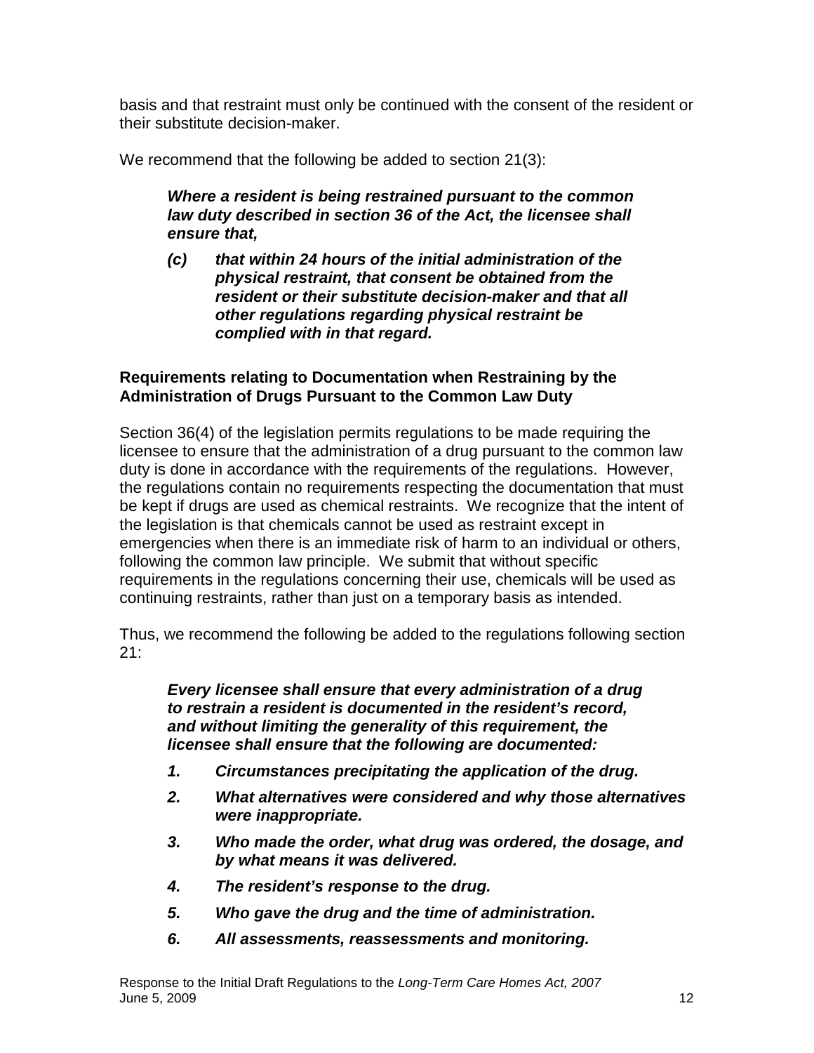basis and that restraint must only be continued with the consent of the resident or their substitute decision-maker.

We recommend that the following be added to section 21(3):

> ***Where a resident is being restrained pursuant to the common law duty described in section 36 of the Act, the licensee shall ensure that,***
>
> ***(c) that within 24 hours of the initial administration of the physical restraint, that consent be obtained from the resident or their substitute decision-maker and that all other regulations regarding physical restraint be complied with in that regard.***

**Requirements relating to Documentation when Restraining by the Administration of Drugs Pursuant to the Common Law Duty**

Section 36(4) of the legislation permits regulations to be made requiring the licensee to ensure that the administration of a drug pursuant to the common law duty is done in accordance with the requirements of the regulations. However, the regulations contain no requirements respecting the documentation that must be kept if drugs are used as chemical restraints. We recognize that the intent of the legislation is that chemicals cannot be used as restraint except in emergencies when there is an immediate risk of harm to an individual or others, following the common law principle. We submit that without specific requirements in the regulations concerning their use, chemicals will be used as continuing restraints, rather than just on a temporary basis as intended.

Thus, we recommend the following be added to the regulations following section 21:

> ***Every licensee shall ensure that every administration of a drug to restrain a resident is documented in the resident's record, and without limiting the generality of this requirement, the licensee shall ensure that the following are documented:***
>
> 1. ***Circumstances precipitating the application of the drug.***
> 2. ***What alternatives were considered and why those alternatives were inappropriate.***
> 3. ***Who made the order, what drug was ordered, the dosage, and by what means it was delivered.***
> 4. ***The resident's response to the drug.***
> 5. ***Who gave the drug and the time of administration.***
> 6. ***All assessments, reassessments and monitoring.***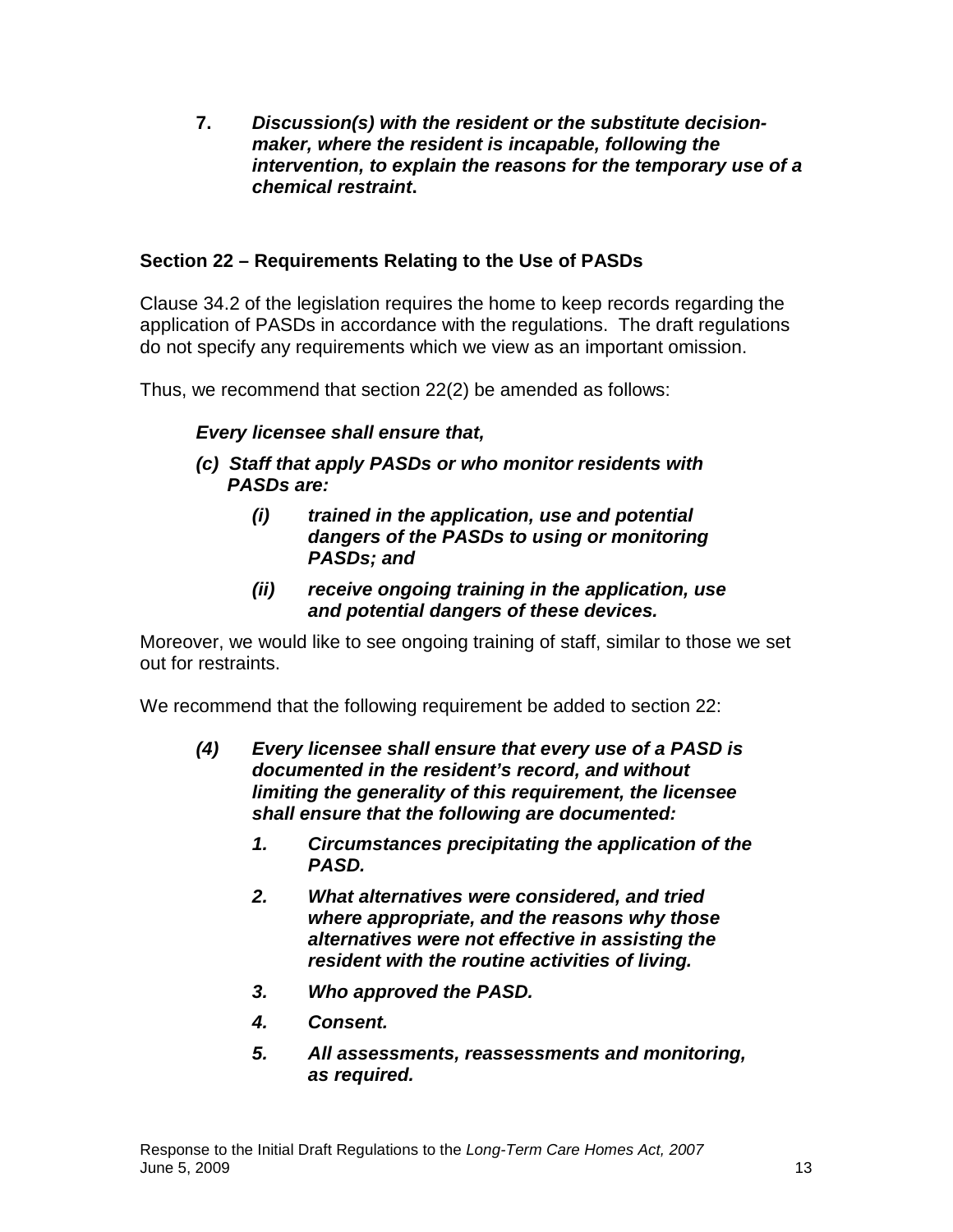**7. *Discussion(s) with the resident or the substitute decision-maker, where the resident is incapable, following the intervention, to explain the reasons for the temporary use of a chemical restraint*.**

### Section 22 – Requirements Relating to the Use of PASDs

Clause 34.2 of the legislation requires the home to keep records regarding the application of PASDs in accordance with the regulations. The draft regulations do not specify any requirements which we view as an important omission.

Thus, we recommend that section 22(2) be amended as follows:

***Every licensee shall ensure that,***

***(c) Staff that apply PASDs or who monitor residents with PASDs are:***

> ***(i) trained in the application, use and potential dangers of the PASDs to using or monitoring PASDs; and***
>
> ***(ii) receive ongoing training in the application, use and potential dangers of these devices.***

Moreover, we would like to see ongoing training of staff, similar to those we set out for restraints.

We recommend that the following requirement be added to section 22:

***(4) Every licensee shall ensure that every use of a PASD is documented in the resident's record, and without limiting the generality of this requirement, the licensee shall ensure that the following are documented:***

> ***1. Circumstances precipitating the application of the PASD.***
>
> ***2. What alternatives were considered, and tried where appropriate, and the reasons why those alternatives were not effective in assisting the resident with the routine activities of living.***
>
> ***3. Who approved the PASD.***
>
> ***4. Consent.***
>
> ***5. All assessments, reassessments and monitoring, as required.***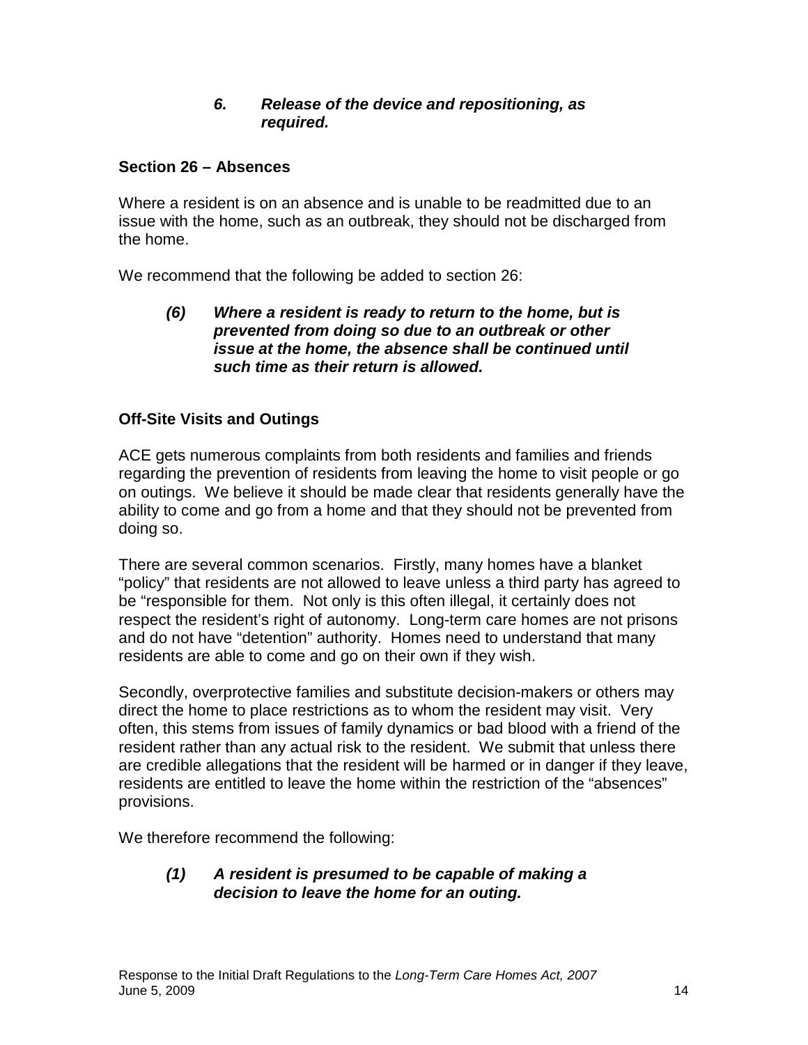> ***6. Release of the device and repositioning, as required.***

**Section 26 – Absences**

Where a resident is on an absence and is unable to be readmitted due to an issue with the home, such as an outbreak, they should not be discharged from the home.

We recommend that the following be added to section 26:

> ***(6) Where a resident is ready to return to the home, but is prevented from doing so due to an outbreak or other issue at the home, the absence shall be continued until such time as their return is allowed.***

**Off-Site Visits and Outings**

ACE gets numerous complaints from both residents and families and friends regarding the prevention of residents from leaving the home to visit people or go on outings. We believe it should be made clear that residents generally have the ability to come and go from a home and that they should not be prevented from doing so.

There are several common scenarios. Firstly, many homes have a blanket "policy" that residents are not allowed to leave unless a third party has agreed to be "responsible for them. Not only is this often illegal, it certainly does not respect the resident's right of autonomy. Long-term care homes are not prisons and do not have "detention" authority. Homes need to understand that many residents are able to come and go on their own if they wish.

Secondly, overprotective families and substitute decision-makers or others may direct the home to place restrictions as to whom the resident may visit. Very often, this stems from issues of family dynamics or bad blood with a friend of the resident rather than any actual risk to the resident. We submit that unless there are credible allegations that the resident will be harmed or in danger if they leave, residents are entitled to leave the home within the restriction of the "absences" provisions.

We therefore recommend the following:

> ***(1) A resident is presumed to be capable of making a decision to leave the home for an outing.***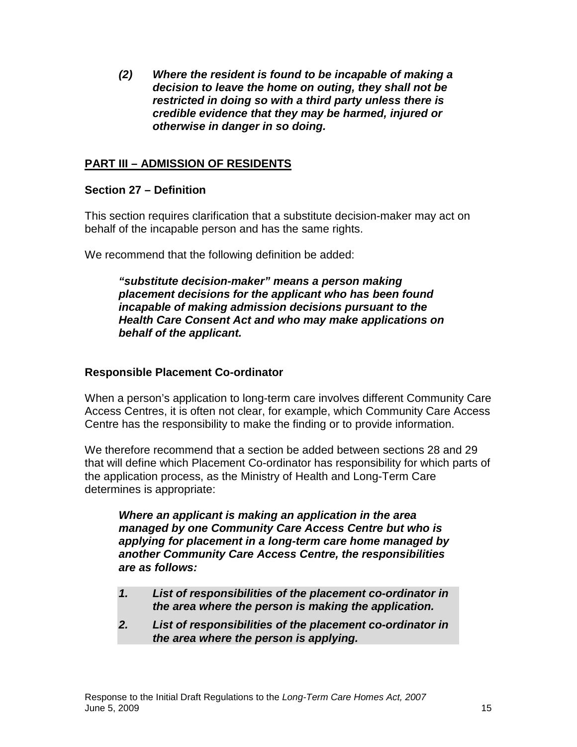***(2) Where the resident is found to be incapable of making a decision to leave the home on outing, they shall not be restricted in doing so with a third party unless there is credible evidence that they may be harmed, injured or otherwise in danger in so doing.***

## PART III – ADMISSION OF RESIDENTS

### Section 27 – Definition

This section requires clarification that a substitute decision-maker may act on behalf of the incapable person and has the same rights.

We recommend that the following definition be added:

> ***"substitute decision-maker" means a person making placement decisions for the applicant who has been found incapable of making admission decisions pursuant to the Health Care Consent Act and who may make applications on behalf of the applicant.***

### Responsible Placement Co-ordinator

When a person's application to long-term care involves different Community Care Access Centres, it is often not clear, for example, which Community Care Access Centre has the responsibility to make the finding or to provide information.

We therefore recommend that a section be added between sections 28 and 29 that will define which Placement Co-ordinator has responsibility for which parts of the application process, as the Ministry of Health and Long-Term Care determines is appropriate:

> ***Where an applicant is making an application in the area managed by one Community Care Access Centre but who is applying for placement in a long-term care home managed by another Community Care Access Centre, the responsibilities are as follows:***
>
> ***1. List of responsibilities of the placement co-ordinator in the area where the person is making the application.***
>
> ***2. List of responsibilities of the placement co-ordinator in the area where the person is applying.***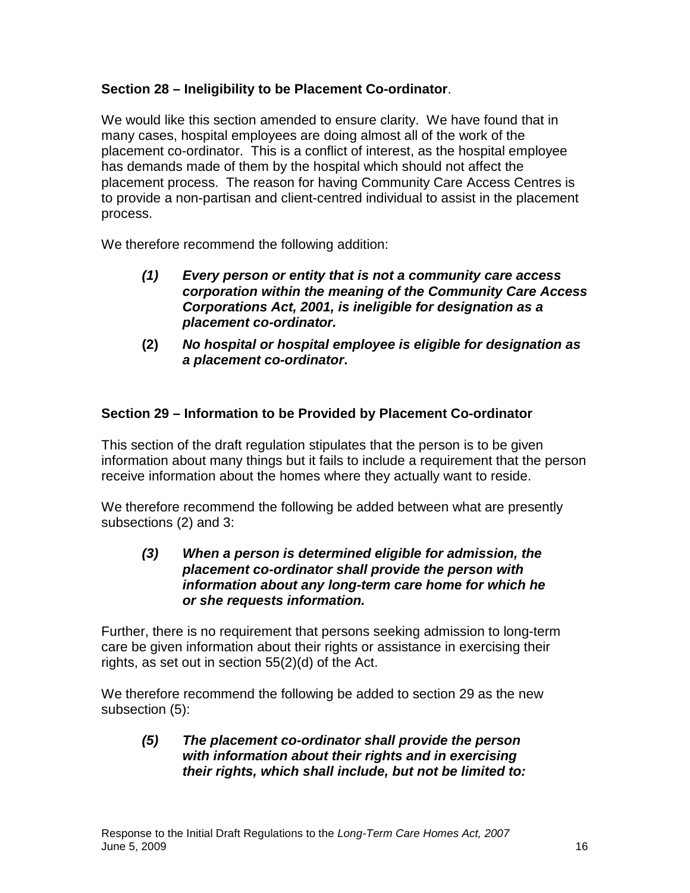**Section 28 – Ineligibility to be Placement Co-ordinator**.

We would like this section amended to ensure clarity. We have found that in many cases, hospital employees are doing almost all of the work of the placement co-ordinator. This is a conflict of interest, as the hospital employee has demands made of them by the hospital which should not affect the placement process. The reason for having Community Care Access Centres is to provide a non-partisan and client-centred individual to assist in the placement process.

We therefore recommend the following addition:

> ***(1)*** ***Every person or entity that is not a community care access corporation within the meaning of the Community Care Access Corporations Act, 2001, is ineligible for designation as a placement co-ordinator.***
>
> **(2)** ***No hospital or hospital employee is eligible for designation as a placement co-ordinator*****.**

**Section 29 – Information to be Provided by Placement Co-ordinator**

This section of the draft regulation stipulates that the person is to be given information about many things but it fails to include a requirement that the person receive information about the homes where they actually want to reside.

We therefore recommend the following be added between what are presently subsections (2) and 3:

> ***(3)*** ***When a person is determined eligible for admission, the placement co-ordinator shall provide the person with information about any long-term care home for which he or she requests information.***

Further, there is no requirement that persons seeking admission to long-term care be given information about their rights or assistance in exercising their rights, as set out in section 55(2)(d) of the Act.

We therefore recommend the following be added to section 29 as the new subsection (5):

> ***(5)*** ***The placement co-ordinator shall provide the person with information about their rights and in exercising their rights, which shall include, but not be limited to:***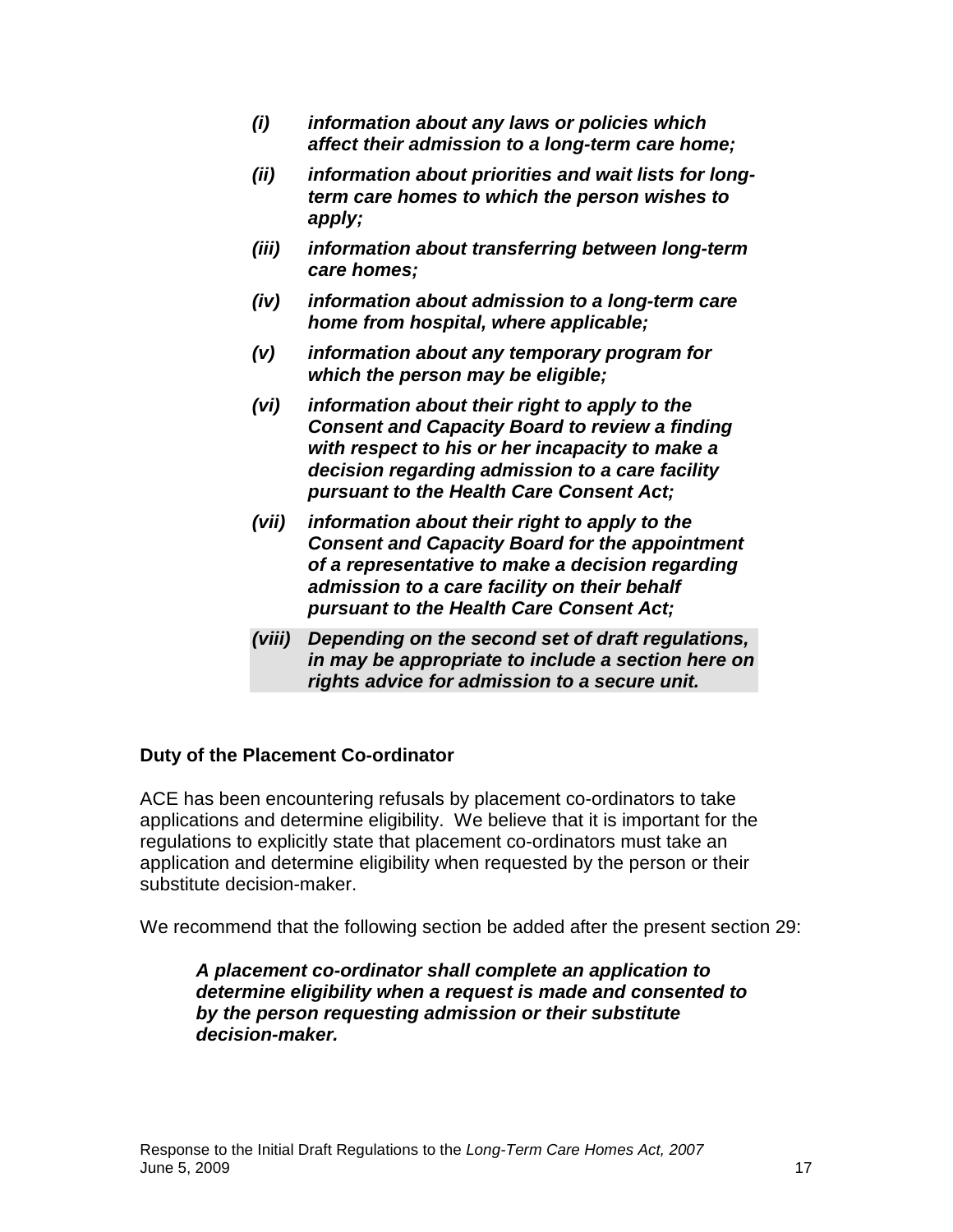*(i) information about any laws or policies which affect their admission to a long-term care home;*

***(ii) information about priorities and wait lists for long-term care homes to which the person wishes to apply;***

***(iii) information about transferring between long-term care homes;***

***(iv) information about admission to a long-term care home from hospital, where applicable;***

***(v) information about any temporary program for which the person may be eligible;***

***(vi) information about their right to apply to the Consent and Capacity Board to review a finding with respect to his or her incapacity to make a decision regarding admission to a care facility pursuant to the Health Care Consent Act;***

***(vii) information about their right to apply to the Consent and Capacity Board for the appointment of a representative to make a decision regarding admission to a care facility on their behalf pursuant to the Health Care Consent Act;***

***(viii) Depending on the second set of draft regulations, in may be appropriate to include a section here on rights advice for admission to a secure unit.***

**Duty of the Placement Co-ordinator**

ACE has been encountering refusals by placement co-ordinators to take applications and determine eligibility. We believe that it is important for the regulations to explicitly state that placement co-ordinators must take an application and determine eligibility when requested by the person or their substitute decision-maker.

We recommend that the following section be added after the present section 29:

> ***A placement co-ordinator shall complete an application to determine eligibility when a request is made and consented to by the person requesting admission or their substitute decision-maker.***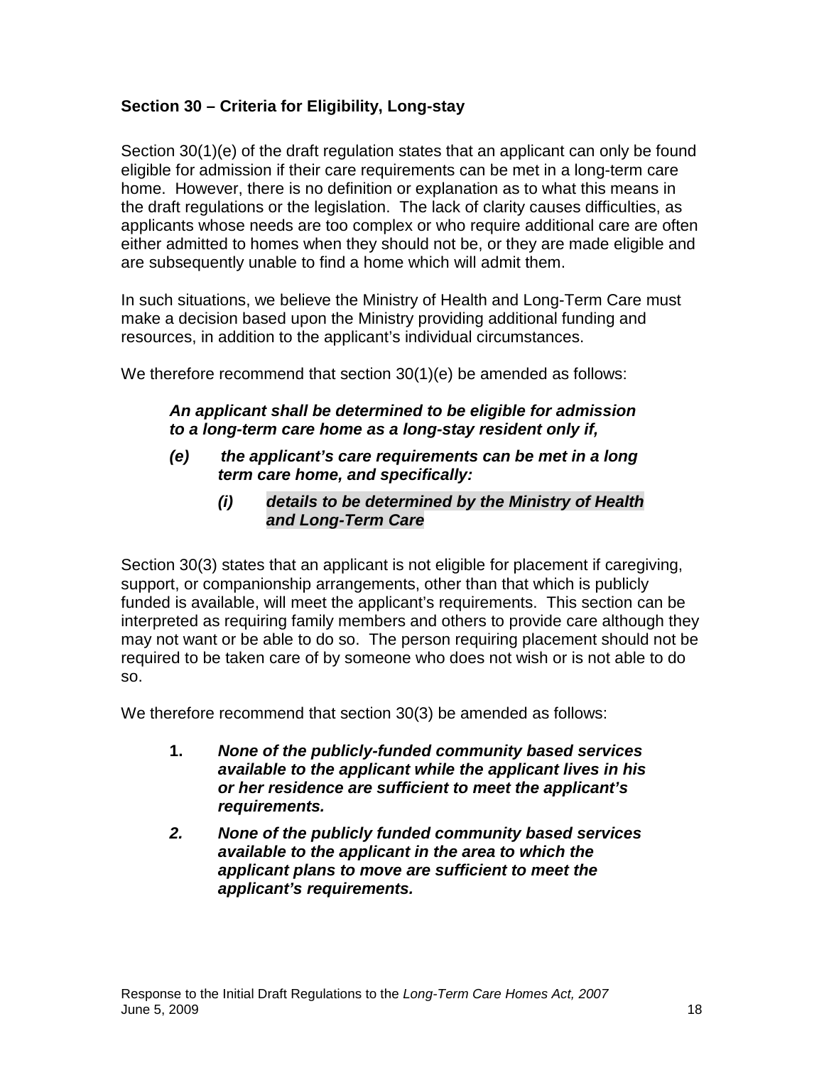### Section 30 – Criteria for Eligibility, Long-stay

Section 30(1)(e) of the draft regulation states that an applicant can only be found eligible for admission if their care requirements can be met in a long-term care home. However, there is no definition or explanation as to what this means in the draft regulations or the legislation. The lack of clarity causes difficulties, as applicants whose needs are too complex or who require additional care are often either admitted to homes when they should not be, or they are made eligible and are subsequently unable to find a home which will admit them.

In such situations, we believe the Ministry of Health and Long-Term Care must make a decision based upon the Ministry providing additional funding and resources, in addition to the applicant's individual circumstances.

We therefore recommend that section 30(1)(e) be amended as follows:

> ***An applicant shall be determined to be eligible for admission to a long-term care home as a long-stay resident only if,***
>
> ***(e) the applicant's care requirements can be met in a long term care home, and specifically:***
>
> > ***(i) details to be determined by the Ministry of Health and Long-Term Care***

Section 30(3) states that an applicant is not eligible for placement if caregiving, support, or companionship arrangements, other than that which is publicly funded is available, will meet the applicant's requirements. This section can be interpreted as requiring family members and others to provide care although they may not want or be able to do so. The person requiring placement should not be required to be taken care of by someone who does not wish or is not able to do so.

We therefore recommend that section 30(3) be amended as follows:

> **1.** ***None of the publicly-funded community based services available to the applicant while the applicant lives in his or her residence are sufficient to meet the applicant's requirements.***
>
> ***2. None of the publicly funded community based services available to the applicant in the area to which the applicant plans to move are sufficient to meet the applicant's requirements.***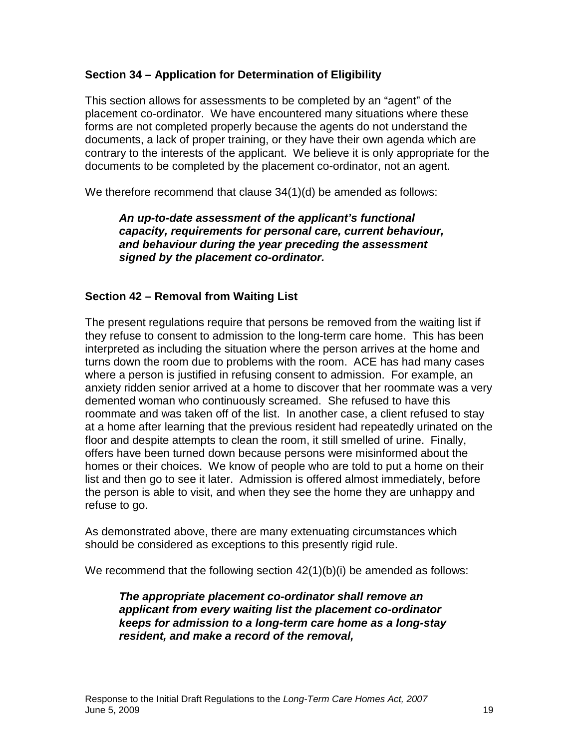### Section 34 – Application for Determination of Eligibility

This section allows for assessments to be completed by an "agent" of the placement co-ordinator. We have encountered many situations where these forms are not completed properly because the agents do not understand the documents, a lack of proper training, or they have their own agenda which are contrary to the interests of the applicant. We believe it is only appropriate for the documents to be completed by the placement co-ordinator, not an agent.

We therefore recommend that clause 34(1)(d) be amended as follows:

> ***An up-to-date assessment of the applicant's functional capacity, requirements for personal care, current behaviour, and behaviour during the year preceding the assessment signed by the placement co-ordinator.***

### Section 42 – Removal from Waiting List

The present regulations require that persons be removed from the waiting list if they refuse to consent to admission to the long-term care home. This has been interpreted as including the situation where the person arrives at the home and turns down the room due to problems with the room. ACE has had many cases where a person is justified in refusing consent to admission. For example, an anxiety ridden senior arrived at a home to discover that her roommate was a very demented woman who continuously screamed. She refused to have this roommate and was taken off of the list. In another case, a client refused to stay at a home after learning that the previous resident had repeatedly urinated on the floor and despite attempts to clean the room, it still smelled of urine. Finally, offers have been turned down because persons were misinformed about the homes or their choices. We know of people who are told to put a home on their list and then go to see it later. Admission is offered almost immediately, before the person is able to visit, and when they see the home they are unhappy and refuse to go.

As demonstrated above, there are many extenuating circumstances which should be considered as exceptions to this presently rigid rule.

We recommend that the following section 42(1)(b)(i) be amended as follows:

> ***The appropriate placement co-ordinator shall remove an applicant from every waiting list the placement co-ordinator keeps for admission to a long-term care home as a long-stay resident, and make a record of the removal,***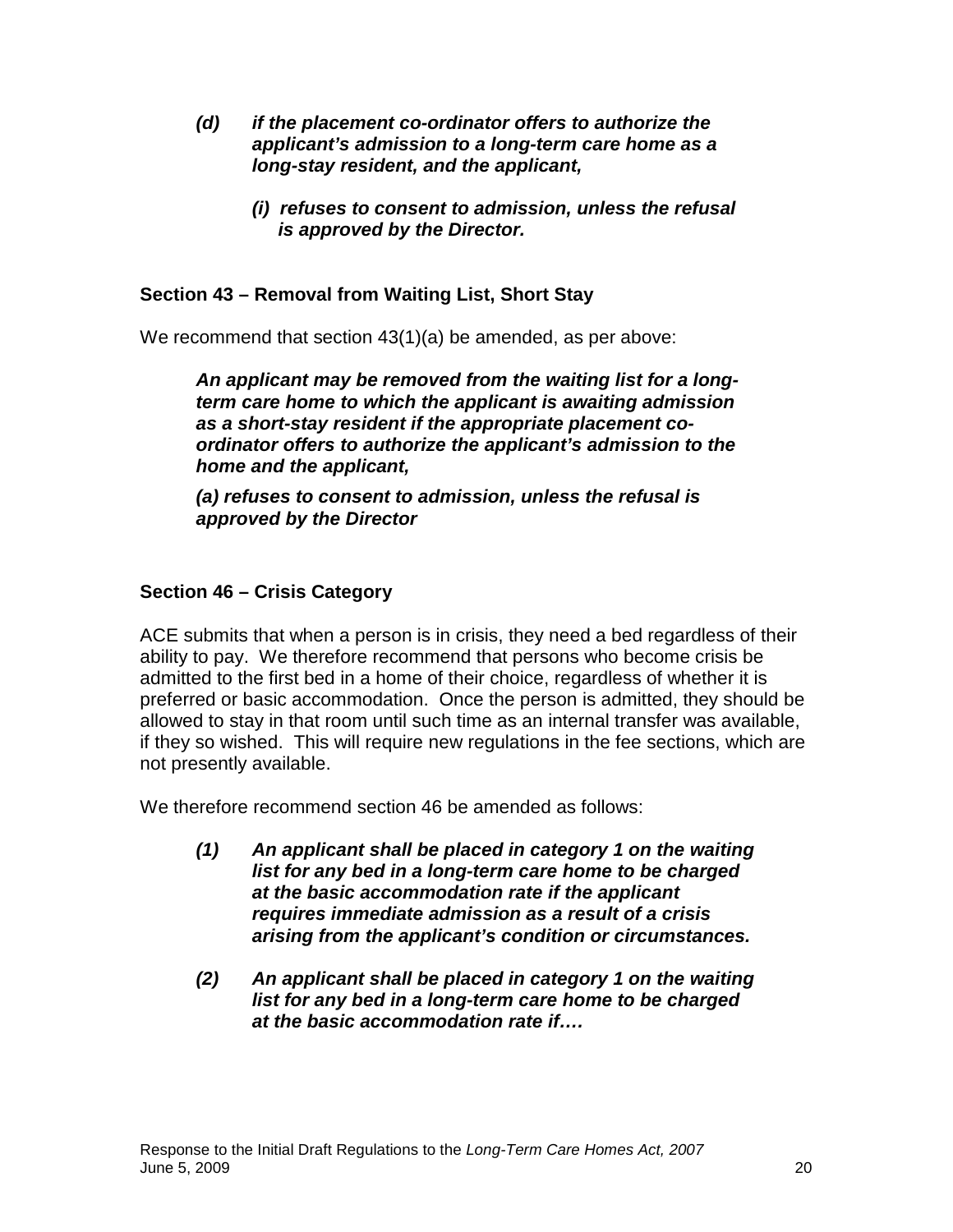> ***(d) if the placement co-ordinator offers to authorize the applicant's admission to a long-term care home as a long-stay resident, and the applicant,***
>
> > ***(i) refuses to consent to admission, unless the refusal is approved by the Director.***

### Section 43 – Removal from Waiting List, Short Stay

We recommend that section 43(1)(a) be amended, as per above:

> ***An applicant may be removed from the waiting list for a long-term care home to which the applicant is awaiting admission as a short-stay resident if the appropriate placement co-ordinator offers to authorize the applicant's admission to the home and the applicant,***
>
> ***(a) refuses to consent to admission, unless the refusal is approved by the Director***

### Section 46 – Crisis Category

ACE submits that when a person is in crisis, they need a bed regardless of their ability to pay. We therefore recommend that persons who become crisis be admitted to the first bed in a home of their choice, regardless of whether it is preferred or basic accommodation. Once the person is admitted, they should be allowed to stay in that room until such time as an internal transfer was available, if they so wished. This will require new regulations in the fee sections, which are not presently available.

We therefore recommend section 46 be amended as follows:

> ***(1) An applicant shall be placed in category 1 on the waiting list for any bed in a long-term care home to be charged at the basic accommodation rate if the applicant requires immediate admission as a result of a crisis arising from the applicant's condition or circumstances.***
>
> ***(2) An applicant shall be placed in category 1 on the waiting list for any bed in a long-term care home to be charged at the basic accommodation rate if….***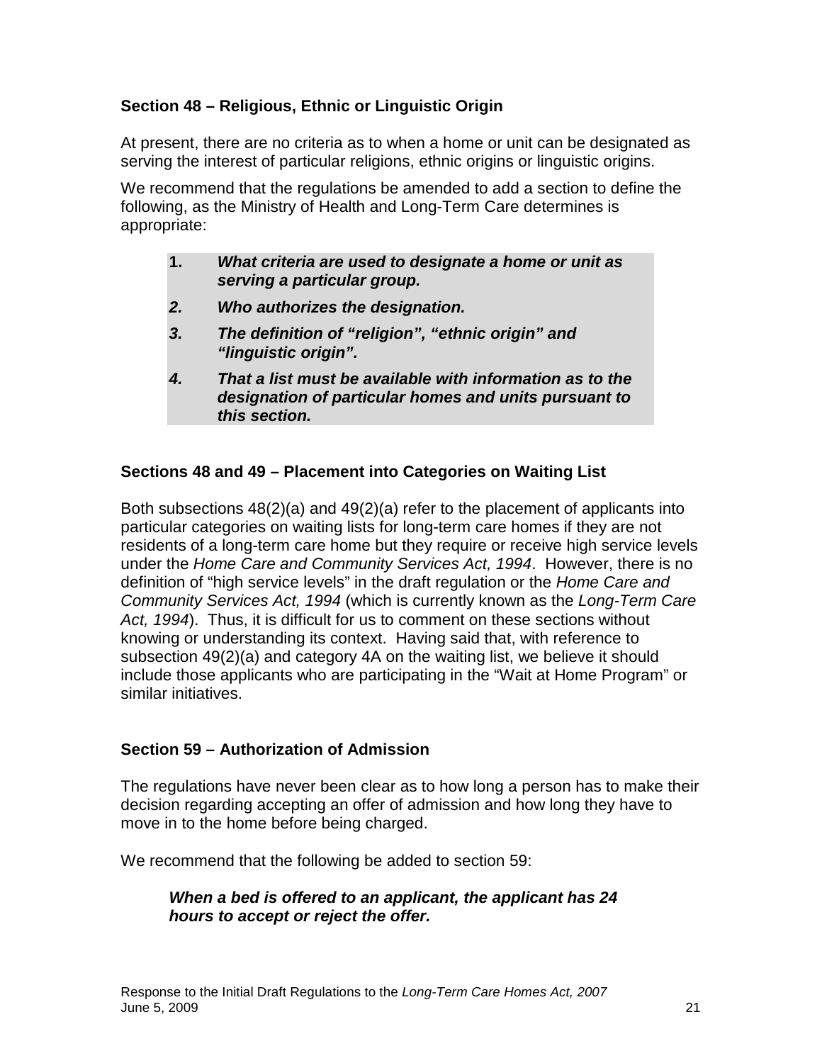### Section 48 – Religious, Ethnic or Linguistic Origin

At present, there are no criteria as to when a home or unit can be designated as serving the interest of particular religions, ethnic origins or linguistic origins.

We recommend that the regulations be amended to add a section to define the following, as the Ministry of Health and Long-Term Care determines is appropriate:

> **1.** ***What criteria are used to designate a home or unit as serving a particular group.***
>
> ***2. Who authorizes the designation.***
>
> ***3. The definition of "religion", "ethnic origin" and "linguistic origin".***
>
> ***4. That a list must be available with information as to the designation of particular homes and units pursuant to this section.***

### Sections 48 and 49 – Placement into Categories on Waiting List

Both subsections 48(2)(a) and 49(2)(a) refer to the placement of applicants into particular categories on waiting lists for long-term care homes if they are not residents of a long-term care home but they require or receive high service levels under the *Home Care and Community Services Act, 1994*. However, there is no definition of "high service levels" in the draft regulation or the *Home Care and Community Services Act, 1994* (which is currently known as the *Long-Term Care Act, 1994*). Thus, it is difficult for us to comment on these sections without knowing or understanding its context. Having said that, with reference to subsection 49(2)(a) and category 4A on the waiting list, we believe it should include those applicants who are participating in the "Wait at Home Program" or similar initiatives.

### Section 59 – Authorization of Admission

The regulations have never been clear as to how long a person has to make their decision regarding accepting an offer of admission and how long they have to move in to the home before being charged.

We recommend that the following be added to section 59:

> ***When a bed is offered to an applicant, the applicant has 24 hours to accept or reject the offer.***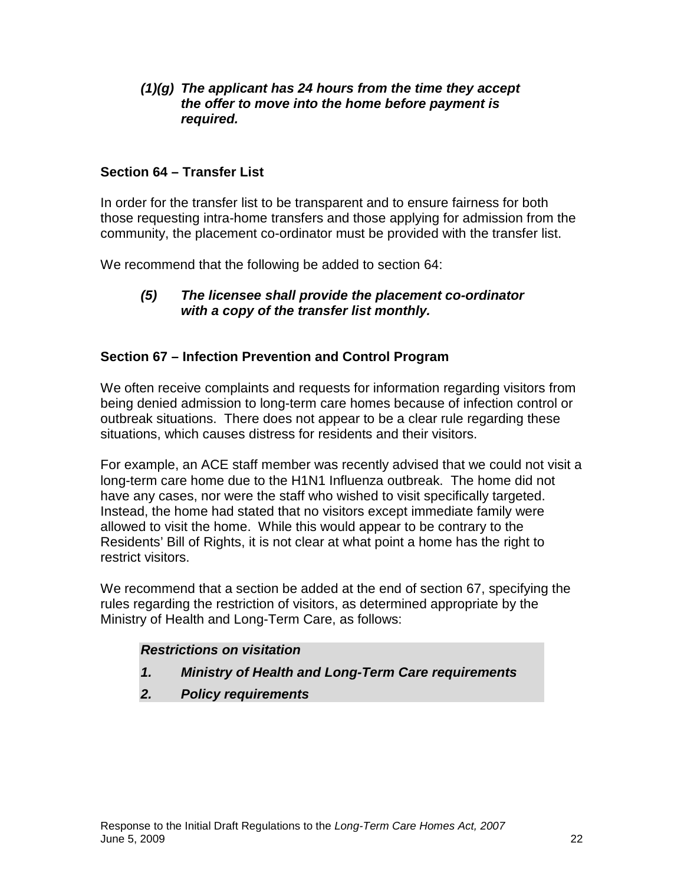***(1)(g) The applicant has 24 hours from the time they accept the offer to move into the home before payment is required.***

### Section 64 – Transfer List

In order for the transfer list to be transparent and to ensure fairness for both those requesting intra-home transfers and those applying for admission from the community, the placement co-ordinator must be provided with the transfer list.

We recommend that the following be added to section 64:

***(5) The licensee shall provide the placement co-ordinator with a copy of the transfer list monthly.***

### Section 67 – Infection Prevention and Control Program

We often receive complaints and requests for information regarding visitors from being denied admission to long-term care homes because of infection control or outbreak situations. There does not appear to be a clear rule regarding these situations, which causes distress for residents and their visitors.

For example, an ACE staff member was recently advised that we could not visit a long-term care home due to the H1N1 Influenza outbreak. The home did not have any cases, nor were the staff who wished to visit specifically targeted. Instead, the home had stated that no visitors except immediate family were allowed to visit the home. While this would appear to be contrary to the Residents' Bill of Rights, it is not clear at what point a home has the right to restrict visitors.

We recommend that a section be added at the end of section 67, specifying the rules regarding the restriction of visitors, as determined appropriate by the Ministry of Health and Long-Term Care, as follows:

***Restrictions on visitation***

***1. Ministry of Health and Long-Term Care requirements***

***2. Policy requirements***